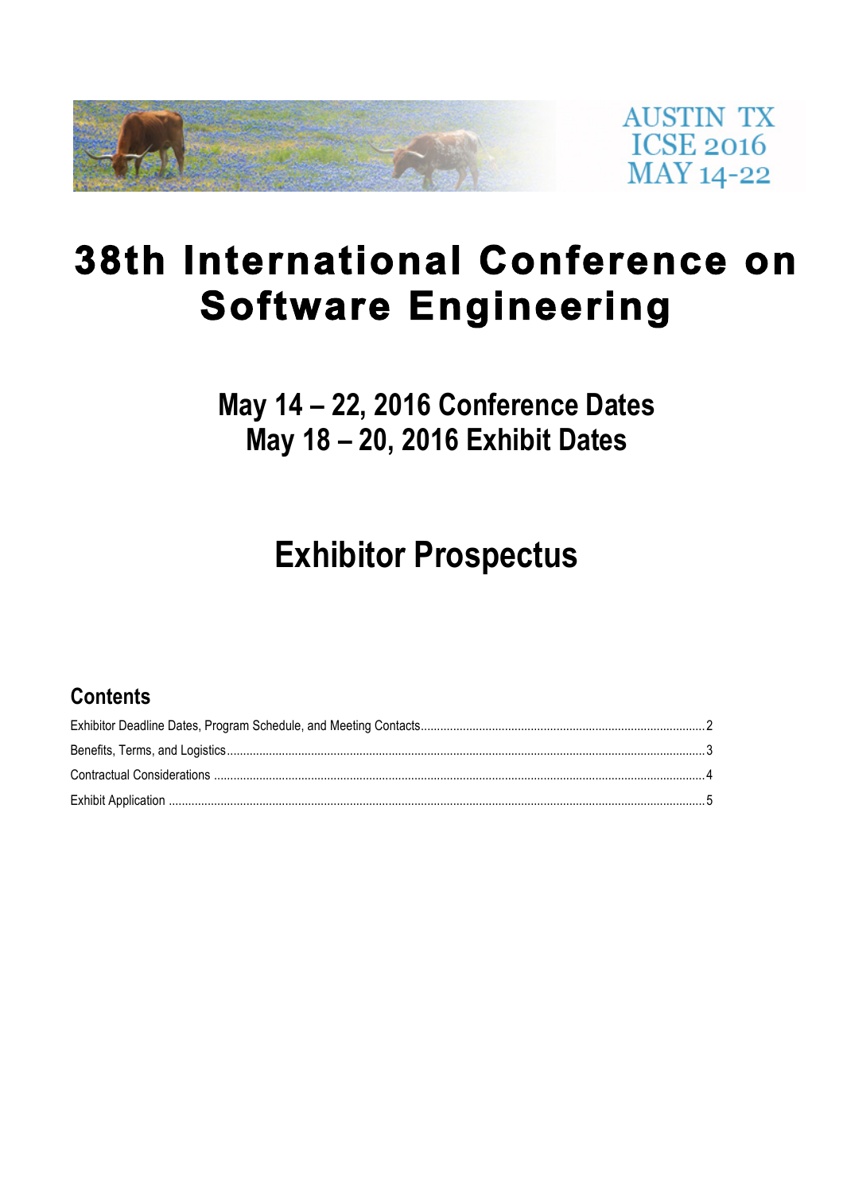AUSTIN TX
ICSE 2016
MAY 14-22

# 38th International Conference on Software Engineering

## May 14 – 22, 2016 Conference Dates
## May 18 – 20, 2016 Exhibit Dates

# Exhibitor Prospectus

## Contents

Exhibitor Deadline Dates, Program Schedule, and Meeting Contacts........2

Benefits, Terms, and Logistics........3

Contractual Considerations........4

Exhibit Application........5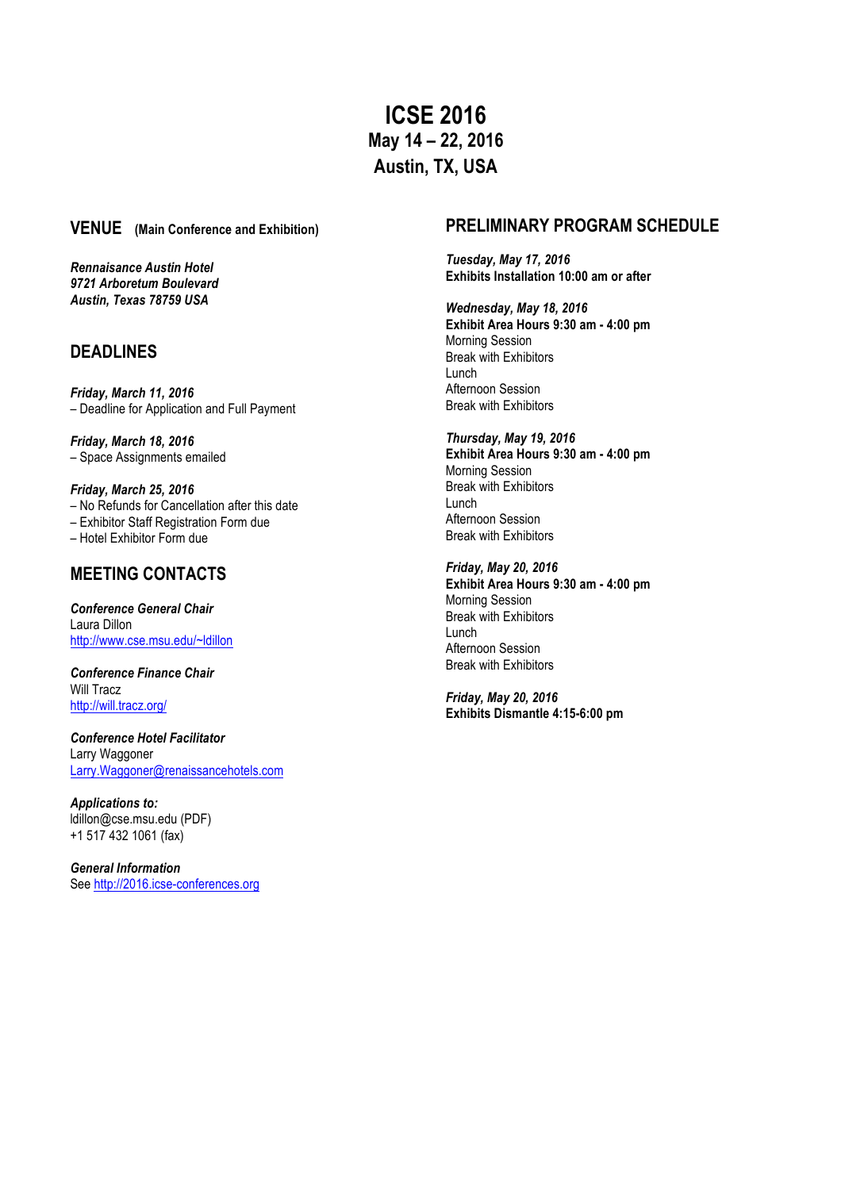# ICSE 2016
## May 14 – 22, 2016
## Austin, TX, USA

## VENUE (Main Conference and Exhibition)

***Rennaisance Austin Hotel***
***9721 Arboretum Boulevard***
***Austin, Texas 78759 USA***

## DEADLINES

***Friday, March 11, 2016***
– Deadline for Application and Full Payment

***Friday, March 18, 2016***
– Space Assignments emailed

***Friday, March 25, 2016***
– No Refunds for Cancellation after this date
– Exhibitor Staff Registration Form due
– Hotel Exhibitor Form due

## MEETING CONTACTS

***Conference General Chair***
Laura Dillon
http://www.cse.msu.edu/~ldillon

***Conference Finance Chair***
Will Tracz
http://will.tracz.org/

***Conference Hotel Facilitator***
Larry Waggoner
Larry.Waggoner@renaissancehotels.com

***Applications to:***
ldillon@cse.msu.edu (PDF)
+1 517 432 1061 (fax)

***General Information***
See http://2016.icse-conferences.org

## PRELIMINARY PROGRAM SCHEDULE

***Tuesday, May 17, 2016***
**Exhibits Installation 10:00 am or after**

***Wednesday, May 18, 2016***
**Exhibit Area Hours 9:30 am - 4:00 pm**
Morning Session
Break with Exhibitors
Lunch
Afternoon Session
Break with Exhibitors

***Thursday, May 19, 2016***
**Exhibit Area Hours 9:30 am - 4:00 pm**
Morning Session
Break with Exhibitors
Lunch
Afternoon Session
Break with Exhibitors

***Friday, May 20, 2016***
**Exhibit Area Hours 9:30 am - 4:00 pm**
Morning Session
Break with Exhibitors
Lunch
Afternoon Session
Break with Exhibitors

***Friday, May 20, 2016***
**Exhibits Dismantle 4:15-6:00 pm**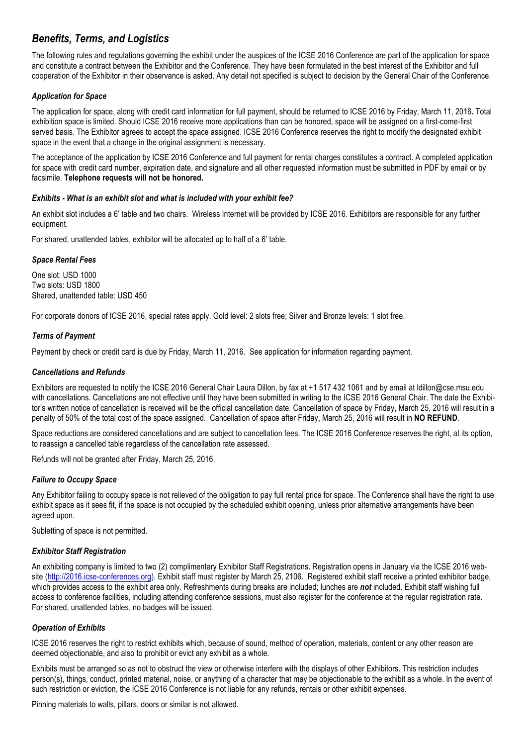## *Benefits, Terms, and Logistics*

The following rules and regulations governing the exhibit under the auspices of the ICSE 2016 Conference are part of the application for space and constitute a contract between the Exhibitor and the Conference. They have been formulated in the best interest of the Exhibitor and full cooperation of the Exhibitor in their observance is asked. Any detail not specified is subject to decision by the General Chair of the Conference.

### *Application for Space*

The application for space, along with credit card information for full payment, should be returned to ICSE 2016 by Friday, March 11, 2016**.** Total exhibition space is limited. Should ICSE 2016 receive more applications than can be honored, space will be assigned on a first-come-first served basis. The Exhibitor agrees to accept the space assigned. ICSE 2016 Conference reserves the right to modify the designated exhibit space in the event that a change in the original assignment is necessary.

The acceptance of the application by ICSE 2016 Conference and full payment for rental charges constitutes a contract. A completed application for space with credit card number, expiration date, and signature and all other requested information must be submitted in PDF by email or by facsimile. **Telephone requests will not be honored.**

### *Exhibits - What is an exhibit slot and what is included with your exhibit fee?*

An exhibit slot includes a 6' table and two chairs. Wireless Internet will be provided by ICSE 2016. Exhibitors are responsible for any further equipment.

For shared, unattended tables, exhibitor will be allocated up to half of a 6' table.

### *Space Rental Fees*

One slot: USD 1000
Two slots: USD 1800
Shared, unattended table: USD 450

For corporate donors of ICSE 2016, special rates apply. Gold level: 2 slots free; Silver and Bronze levels: 1 slot free.

### *Terms of Payment*

Payment by check or credit card is due by Friday, March 11, 2016. See application for information regarding payment.

### *Cancellations and Refunds*

Exhibitors are requested to notify the ICSE 2016 General Chair Laura Dillon, by fax at +1 517 432 1061 and by email at ldillon@cse.msu.edu with cancellations. Cancellations are not effective until they have been submitted in writing to the ICSE 2016 General Chair. The date the Exhibitor's written notice of cancellation is received will be the official cancellation date. Cancellation of space by Friday, March 25, 2016 will result in a penalty of 50% of the total cost of the space assigned. Cancellation of space after Friday, March 25, 2016 will result in **NO REFUND**.

Space reductions are considered cancellations and are subject to cancellation fees. The ICSE 2016 Conference reserves the right, at its option, to reassign a cancelled table regardless of the cancellation rate assessed.

Refunds will not be granted after Friday, March 25, 2016.

### *Failure to Occupy Space*

Any Exhibitor failing to occupy space is not relieved of the obligation to pay full rental price for space. The Conference shall have the right to use exhibit space as it sees fit, if the space is not occupied by the scheduled exhibit opening, unless prior alternative arrangements have been agreed upon.

Subletting of space is not permitted.

### *Exhibitor Staff Registration*

An exhibiting company is limited to two (2) complimentary Exhibitor Staff Registrations. Registration opens in January via the ICSE 2016 web-site (http://2016.icse-conferences.org). Exhibit staff must register by March 25, 2106. Registered exhibit staff receive a printed exhibitor badge, which provides access to the exhibit area only. Refreshments during breaks are included; lunches are ***not*** included. Exhibit staff wishing full access to conference facilities, including attending conference sessions, must also register for the conference at the regular registration rate. For shared, unattended tables, no badges will be issued.

### *Operation of Exhibits*

ICSE 2016 reserves the right to restrict exhibits which, because of sound, method of operation, materials, content or any other reason are deemed objectionable, and also to prohibit or evict any exhibit as a whole.

Exhibits must be arranged so as not to obstruct the view or otherwise interfere with the displays of other Exhibitors. This restriction includes person(s), things, conduct, printed material, noise, or anything of a character that may be objectionable to the exhibit as a whole. In the event of such restriction or eviction, the ICSE 2016 Conference is not liable for any refunds, rentals or other exhibit expenses.

Pinning materials to walls, pillars, doors or similar is not allowed.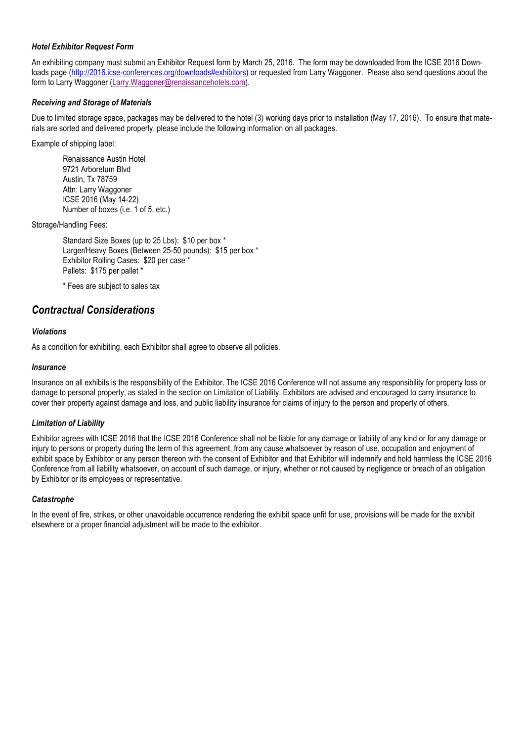#### *Hotel Exhibitor Request Form*

An exhibiting company must submit an Exhibitor Request form by March 25, 2016. The form may be downloaded from the ICSE 2016 Downloads page (http://2016.icse-conferences.org/downloads#exhibitors) or requested from Larry Waggoner. Please also send questions about the form to Larry Waggoner (Larry.Waggoner@renaissancehotels.com).

#### *Receiving and Storage of Materials*

Due to limited storage space, packages may be delivered to the hotel (3) working days prior to installation (May 17, 2016). To ensure that materials are sorted and delivered properly, please include the following information on all packages.

Example of shipping label:

> Renaissance Austin Hotel
> 9721 Arboretum Blvd
> Austin, Tx 78759
> Attn: Larry Waggoner
> ICSE 2016 (May 14-22)
> Number of boxes (i.e. 1 of 5, etc.)

Storage/Handling Fees:

> Standard Size Boxes (up to 25 Lbs): $10 per box *
> Larger/Heavy Boxes (Between 25-50 pounds): $15 per box *
> Exhibitor Rolling Cases: $20 per case *
> Pallets: $175 per pallet *
>
> * Fees are subject to sales tax

## *Contractual Considerations*

#### *Violations*

As a condition for exhibiting, each Exhibitor shall agree to observe all policies.

#### *Insurance*

Insurance on all exhibits is the responsibility of the Exhibitor. The ICSE 2016 Conference will not assume any responsibility for property loss or damage to personal property, as stated in the section on Limitation of Liability. Exhibitors are advised and encouraged to carry insurance to cover their property against damage and loss, and public liability insurance for claims of injury to the person and property of others.

#### *Limitation of Liability*

Exhibitor agrees with ICSE 2016 that the ICSE 2016 Conference shall not be liable for any damage or liability of any kind or for any damage or injury to persons or property during the term of this agreement, from any cause whatsoever by reason of use, occupation and enjoyment of exhibit space by Exhibitor or any person thereon with the consent of Exhibitor and that Exhibitor will indemnify and hold harmless the ICSE 2016 Conference from all liability whatsoever, on account of such damage, or injury, whether or not caused by negligence or breach of an obligation by Exhibitor or its employees or representative.

#### *Catastrophe*

In the event of fire, strikes, or other unavoidable occurrence rendering the exhibit space unfit for use, provisions will be made for the exhibit elsewhere or a proper financial adjustment will be made to the exhibitor.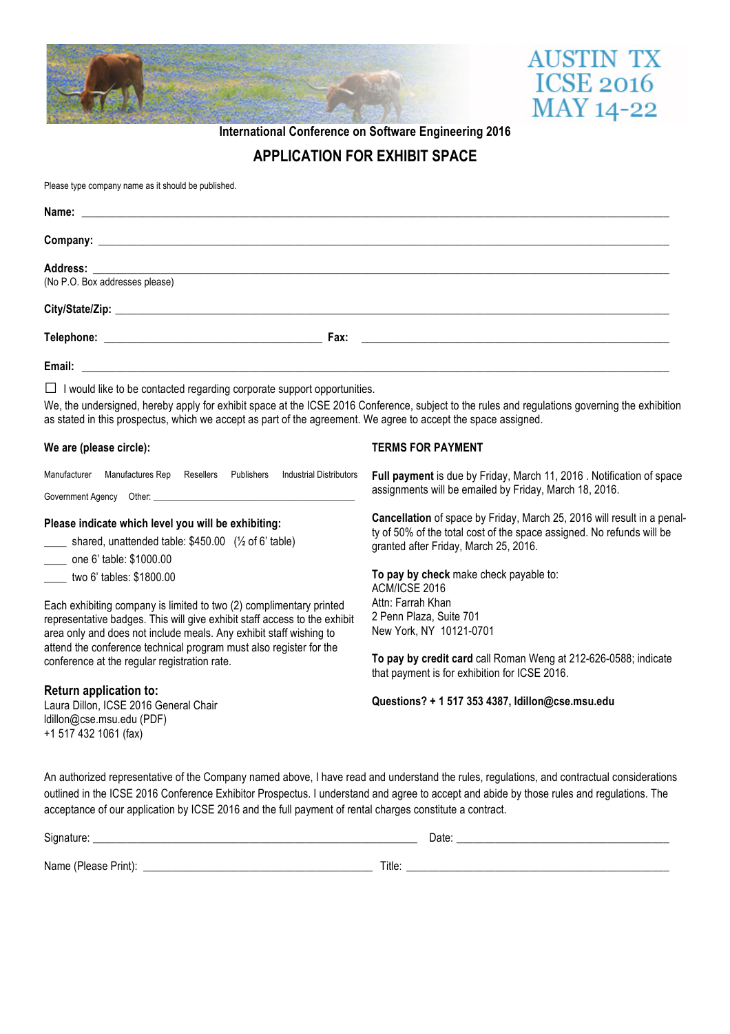AUSTIN TX
ICSE 2016
MAY 14-22

**International Conference on Software Engineering 2016**

# APPLICATION FOR EXHIBIT SPACE

Please type company name as it should be published.

**Name:** ____________________________________________

**Company:** ____________________________________________

**Address:** ____________________________________________
(No P.O. Box addresses please)

**City/State/Zip:** ____________________________________________

**Telephone:** ____________________ **Fax:** ____________________

**Email:** ____________________________________________

☐ I would like to be contacted regarding corporate support opportunities.

We, the undersigned, hereby apply for exhibit space at the ICSE 2016 Conference, subject to the rules and regulations governing the exhibition as stated in this prospectus, which we accept as part of the agreement. We agree to accept the space assigned.

**We are (please circle):**

Manufacturer  Manufactures Rep  Resellers  Publishers  Industrial Distributors

Government Agency  Other: ____________________

**Please indicate which level you will be exhibiting:**

____ shared, unattended table: $450.00 (½ of 6' table)

____ one 6' table: $1000.00

____ two 6' tables: $1800.00

Each exhibiting company is limited to two (2) complimentary printed representative badges. This will give exhibit staff access to the exhibit area only and does not include meals. Any exhibit staff wishing to attend the conference technical program must also register for the conference at the regular registration rate.

**Return application to:**
Laura Dillon, ICSE 2016 General Chair
ldillon@cse.msu.edu (PDF)
+1 517 432 1061 (fax)

**TERMS FOR PAYMENT**

**Full payment** is due by Friday, March 11, 2016 . Notification of space assignments will be emailed by Friday, March 18, 2016.

**Cancellation** of space by Friday, March 25, 2016 will result in a penalty of 50% of the total cost of the space assigned. No refunds will be granted after Friday, March 25, 2016.

**To pay by check** make check payable to:
ACM/ICSE 2016
Attn: Farrah Khan
2 Penn Plaza, Suite 701
New York, NY 10121-0701

**To pay by credit card** call Roman Weng at 212-626-0588; indicate that payment is for exhibition for ICSE 2016.

**Questions? + 1 517 353 4387, ldillon@cse.msu.edu**

An authorized representative of the Company named above, I have read and understand the rules, regulations, and contractual considerations outlined in the ICSE 2016 Conference Exhibitor Prospectus. I understand and agree to accept and abide by those rules and regulations. The acceptance of our application by ICSE 2016 and the full payment of rental charges constitute a contract.

Signature: ______________________________ Date: ____________________

Name (Please Print): ______________________________ Title: ____________________